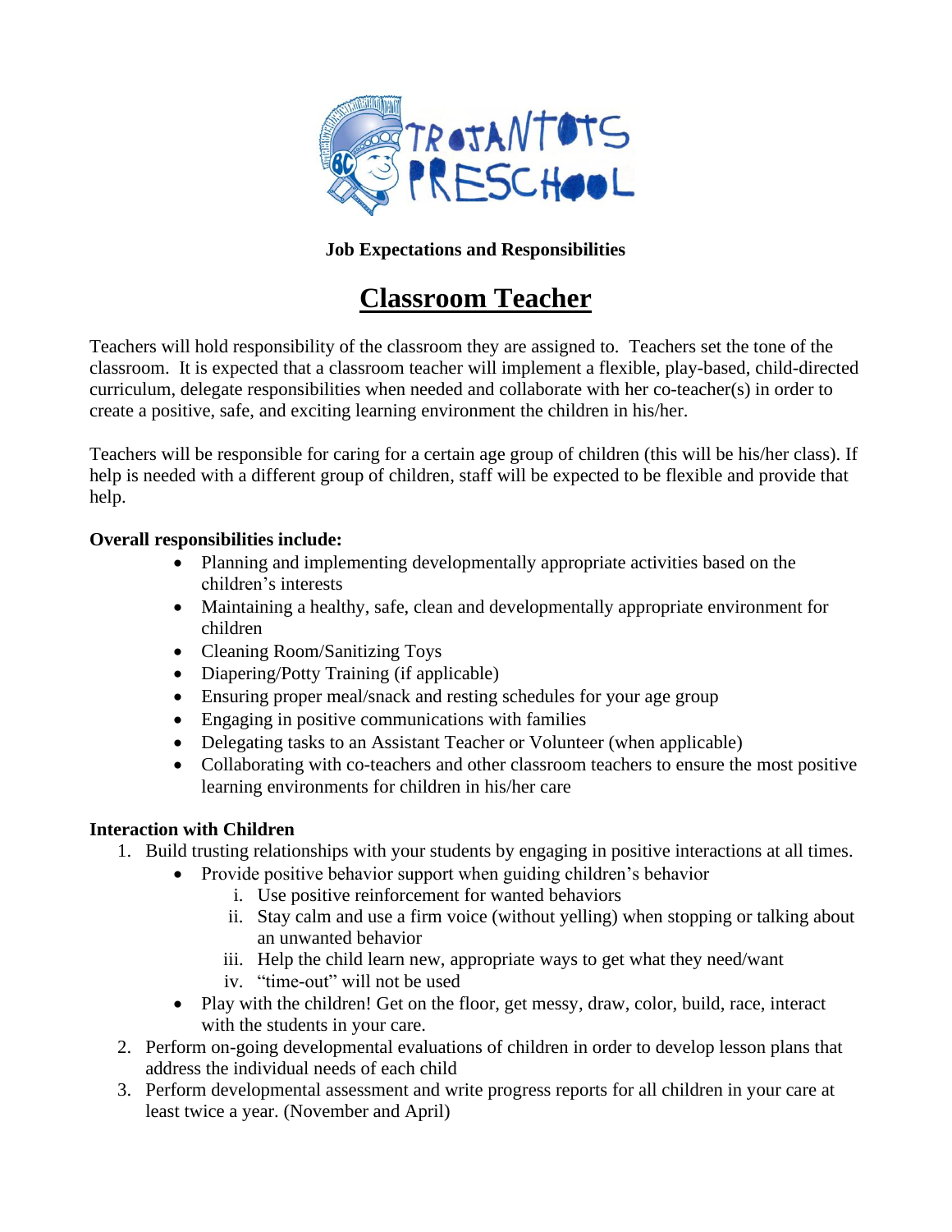TROJANTOTS PRESCHOOL

**Job Expectations and Responsibilities**

# Classroom Teacher

Teachers will hold responsibility of the classroom they are assigned to. Teachers set the tone of the classroom. It is expected that a classroom teacher will implement a flexible, play-based, child-directed curriculum, delegate responsibilities when needed and collaborate with her co-teacher(s) in order to create a positive, safe, and exciting learning environment the children in his/her.

Teachers will be responsible for caring for a certain age group of children (this will be his/her class). If help is needed with a different group of children, staff will be expected to be flexible and provide that help.

**Overall responsibilities include:**

- Planning and implementing developmentally appropriate activities based on the children's interests
- Maintaining a healthy, safe, clean and developmentally appropriate environment for children
- Cleaning Room/Sanitizing Toys
- Diapering/Potty Training (if applicable)
- Ensuring proper meal/snack and resting schedules for your age group
- Engaging in positive communications with families
- Delegating tasks to an Assistant Teacher or Volunteer (when applicable)
- Collaborating with co-teachers and other classroom teachers to ensure the most positive learning environments for children in his/her care

**Interaction with Children**

1. Build trusting relationships with your students by engaging in positive interactions at all times.
    - Provide positive behavior support when guiding children's behavior
        - i. Use positive reinforcement for wanted behaviors
        - ii. Stay calm and use a firm voice (without yelling) when stopping or talking about an unwanted behavior
        - iii. Help the child learn new, appropriate ways to get what they need/want
        - iv. "time-out" will not be used
    - Play with the children! Get on the floor, get messy, draw, color, build, race, interact with the students in your care.
2. Perform on-going developmental evaluations of children in order to develop lesson plans that address the individual needs of each child
3. Perform developmental assessment and write progress reports for all children in your care at least twice a year. (November and April)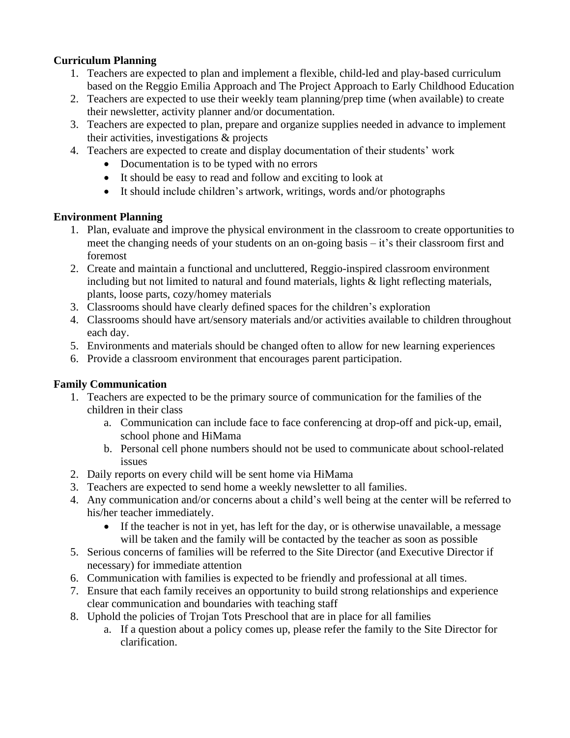**Curriculum Planning**

1. Teachers are expected to plan and implement a flexible, child-led and play-based curriculum based on the Reggio Emilia Approach and The Project Approach to Early Childhood Education
2. Teachers are expected to use their weekly team planning/prep time (when available) to create their newsletter, activity planner and/or documentation.
3. Teachers are expected to plan, prepare and organize supplies needed in advance to implement their activities, investigations & projects
4. Teachers are expected to create and display documentation of their students' work
   - Documentation is to be typed with no errors
   - It should be easy to read and follow and exciting to look at
   - It should include children's artwork, writings, words and/or photographs

**Environment Planning**

1. Plan, evaluate and improve the physical environment in the classroom to create opportunities to meet the changing needs of your students on an on-going basis – it's their classroom first and foremost
2. Create and maintain a functional and uncluttered, Reggio-inspired classroom environment including but not limited to natural and found materials, lights & light reflecting materials, plants, loose parts, cozy/homey materials
3. Classrooms should have clearly defined spaces for the children's exploration
4. Classrooms should have art/sensory materials and/or activities available to children throughout each day.
5. Environments and materials should be changed often to allow for new learning experiences
6. Provide a classroom environment that encourages parent participation.

**Family Communication**

1. Teachers are expected to be the primary source of communication for the families of the children in their class
   a. Communication can include face to face conferencing at drop-off and pick-up, email, school phone and HiMama
   b. Personal cell phone numbers should not be used to communicate about school-related issues
2. Daily reports on every child will be sent home via HiMama
3. Teachers are expected to send home a weekly newsletter to all families.
4. Any communication and/or concerns about a child's well being at the center will be referred to his/her teacher immediately.
   - If the teacher is not in yet, has left for the day, or is otherwise unavailable, a message will be taken and the family will be contacted by the teacher as soon as possible
5. Serious concerns of families will be referred to the Site Director (and Executive Director if necessary) for immediate attention
6. Communication with families is expected to be friendly and professional at all times.
7. Ensure that each family receives an opportunity to build strong relationships and experience clear communication and boundaries with teaching staff
8. Uphold the policies of Trojan Tots Preschool that are in place for all families
   a. If a question about a policy comes up, please refer the family to the Site Director for clarification.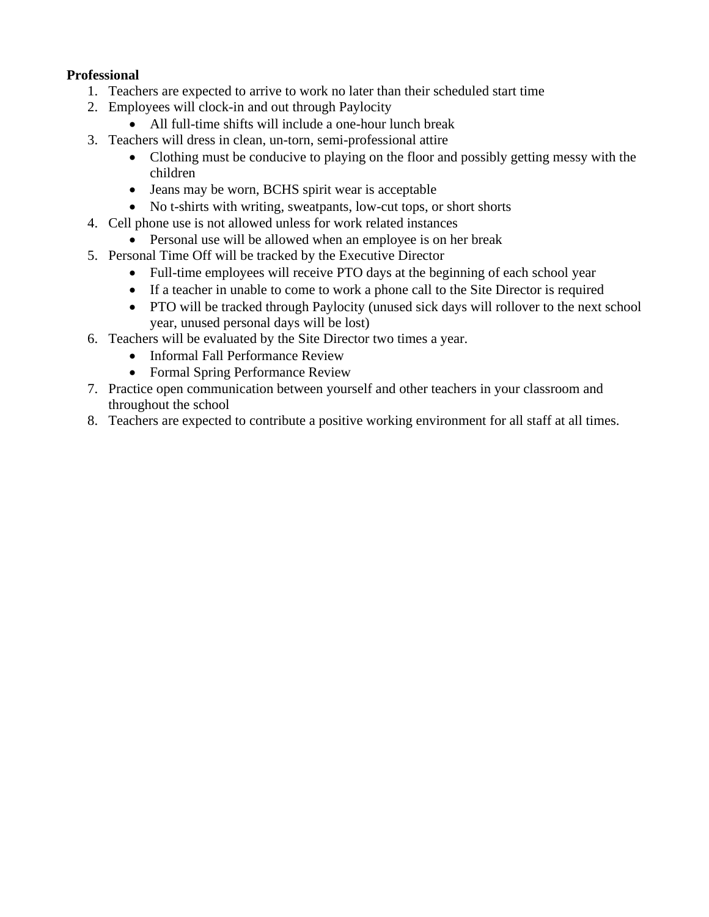**Professional**

1. Teachers are expected to arrive to work no later than their scheduled start time
2. Employees will clock-in and out through Paylocity
    - All full-time shifts will include a one-hour lunch break
3. Teachers will dress in clean, un-torn, semi-professional attire
    - Clothing must be conducive to playing on the floor and possibly getting messy with the children
    - Jeans may be worn, BCHS spirit wear is acceptable
    - No t-shirts with writing, sweatpants, low-cut tops, or short shorts
4. Cell phone use is not allowed unless for work related instances
    - Personal use will be allowed when an employee is on her break
5. Personal Time Off will be tracked by the Executive Director
    - Full-time employees will receive PTO days at the beginning of each school year
    - If a teacher in unable to come to work a phone call to the Site Director is required
    - PTO will be tracked through Paylocity (unused sick days will rollover to the next school year, unused personal days will be lost)
6. Teachers will be evaluated by the Site Director two times a year.
    - Informal Fall Performance Review
    - Formal Spring Performance Review
7. Practice open communication between yourself and other teachers in your classroom and throughout the school
8. Teachers are expected to contribute a positive working environment for all staff at all times.